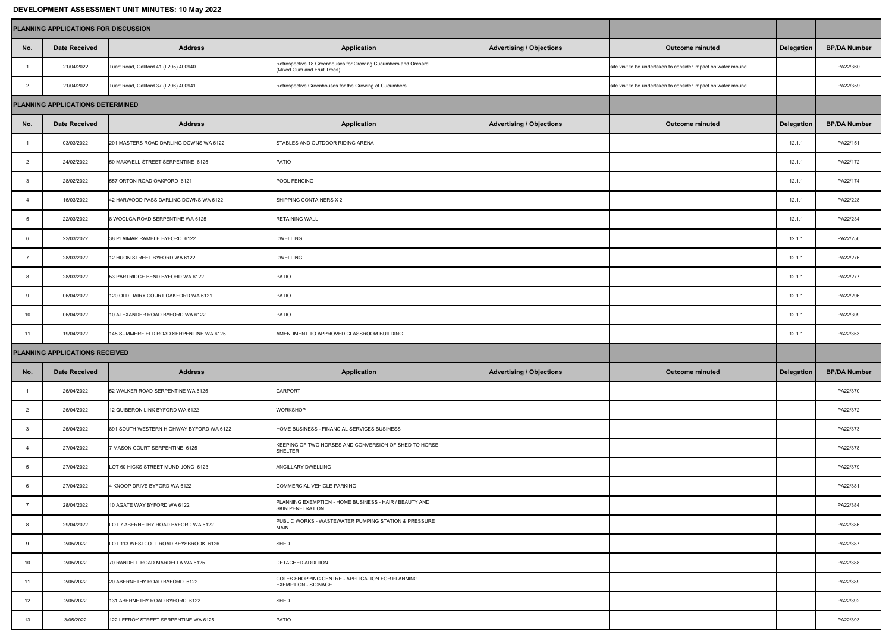**DEVELOPMENT ASSESSMENT UNIT MINUTES: 10 May 2022**

| PLANNING APPLICATIONS FOR DISCUSSION | | | | | | | |
|---|---|---|---|---|---|---|---|
| No. | Date Received | Address | Application | Advertising / Objections | Outcome minuted | Delegation | BP/DA Number |
| 1 | 21/04/2022 | Tuart Road, Oakford 41 (L205) 400940 | Retrospective 18 Greenhouses for Growing Cucumbers and Orchard (Mixed Gum and Fruit Trees) | | site visit to be undertaken to consider impact on water mound | | PA22/360 |
| 2 | 21/04/2022 | Tuart Road, Oakford 37 (L206) 400941 | Retrospective Greenhouses for the Growing of Cucumbers | | site visit to be undertaken to consider impact on water mound | | PA22/359 |

| PLANNING APPLICATIONS DETERMINED | | | | | | | |
|---|---|---|---|---|---|---|---|
| No. | Date Received | Address | Application | Advertising / Objections | Outcome minuted | Delegation | BP/DA Number |
| 1 | 03/03/2022 | 201 MASTERS ROAD DARLING DOWNS WA 6122 | STABLES AND OUTDOOR RIDING ARENA | | | 12.1.1 | PA22/151 |
| 2 | 24/02/2022 | 50 MAXWELL STREET SERPENTINE 6125 | PATIO | | | 12.1.1 | PA22/172 |
| 3 | 28/02/2022 | 557 ORTON ROAD OAKFORD 6121 | POOL FENCING | | | 12.1.1 | PA22/174 |
| 4 | 16/03/2022 | 42 HARWOOD PASS DARLING DOWNS WA 6122 | SHIPPING CONTAINERS X 2 | | | 12.1.1 | PA22/228 |
| 5 | 22/03/2022 | 8 WOOLGA ROAD SERPENTINE WA 6125 | RETAINING WALL | | | 12.1.1 | PA22/234 |
| 6 | 22/03/2022 | 38 PLAIMAR RAMBLE BYFORD 6122 | DWELLING | | | 12.1.1 | PA22/250 |
| 7 | 28/03/2022 | 12 HUON STREET BYFORD WA 6122 | DWELLING | | | 12.1.1 | PA22/276 |
| 8 | 28/03/2022 | 53 PARTRIDGE BEND BYFORD WA 6122 | PATIO | | | 12.1.1 | PA22/277 |
| 9 | 06/04/2022 | 120 OLD DAIRY COURT OAKFORD WA 6121 | PATIO | | | 12.1.1 | PA22/296 |
| 10 | 06/04/2022 | 10 ALEXANDER ROAD BYFORD WA 6122 | PATIO | | | 12.1.1 | PA22/309 |
| 11 | 19/04/2022 | 145 SUMMERFIELD ROAD SERPENTINE WA 6125 | AMENDMENT TO APPROVED CLASSROOM BUILDING | | | 12.1.1 | PA22/353 |

| PLANNING APPLICATIONS RECEIVED | | | | | | | |
|---|---|---|---|---|---|---|---|
| No. | Date Received | Address | Application | Advertising / Objections | Outcome minuted | Delegation | BP/DA Number |
| 1 | 26/04/2022 | 52 WALKER ROAD SERPENTINE WA 6125 | CARPORT | | | | PA22/370 |
| 2 | 26/04/2022 | 12 QUIBERON LINK BYFORD WA 6122 | WORKSHOP | | | | PA22/372 |
| 3 | 26/04/2022 | 891 SOUTH WESTERN HIGHWAY BYFORD WA 6122 | HOME BUSINESS - FINANCIAL SERVICES BUSINESS | | | | PA22/373 |
| 4 | 27/04/2022 | 7 MASON COURT SERPENTINE 6125 | KEEPING OF TWO HORSES AND CONVERSION OF SHED TO HORSE SHELTER | | | | PA22/378 |
| 5 | 27/04/2022 | LOT 60 HICKS STREET MUNDIJONG 6123 | ANCILLARY DWELLING | | | | PA22/379 |
| 6 | 27/04/2022 | 4 KNOOP DRIVE BYFORD WA 6122 | COMMERCIAL VEHICLE PARKING | | | | PA22/381 |
| 7 | 28/04/2022 | 10 AGATE WAY BYFORD WA 6122 | PLANNING EXEMPTION - HOME BUSINESS - HAIR / BEAUTY AND SKIN PENETRATION | | | | PA22/384 |
| 8 | 29/04/2022 | LOT 7 ABERNETHY ROAD BYFORD WA 6122 | PUBLIC WORKS - WASTEWATER PUMPING STATION & PRESSURE MAIN | | | | PA22/386 |
| 9 | 2/05/2022 | LOT 113 WESTCOTT ROAD KEYSBROOK 6126 | SHED | | | | PA22/387 |
| 10 | 2/05/2022 | 70 RANDELL ROAD MARDELLA WA 6125 | DETACHED ADDITION | | | | PA22/388 |
| 11 | 2/05/2022 | 20 ABERNETHY ROAD BYFORD 6122 | COLES SHOPPING CENTRE - APPLICATION FOR PLANNING EXEMPTION - SIGNAGE | | | | PA22/389 |
| 12 | 2/05/2022 | 131 ABERNETHY ROAD BYFORD 6122 | SHED | | | | PA22/392 |
| 13 | 3/05/2022 | 122 LEFROY STREET SERPENTINE WA 6125 | PATIO | | | | PA22/393 |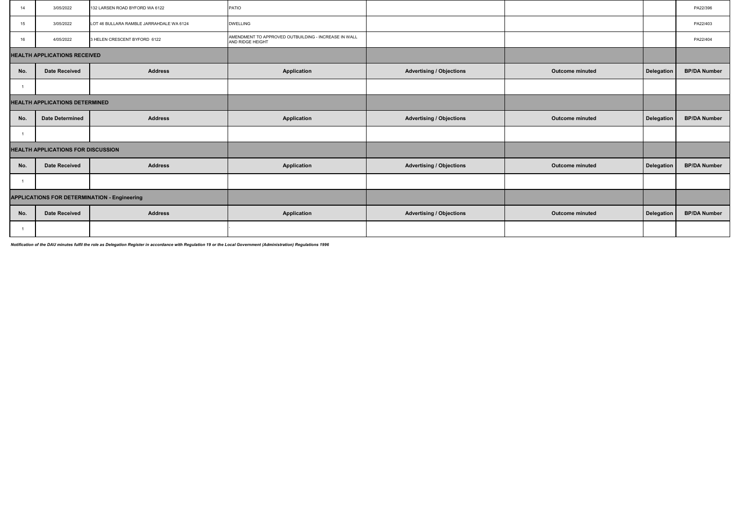| | | | | | | | |
|---|---|---|---|---|---|---|---|
| 14 | 3/05/2022 | 132 LARSEN ROAD BYFORD WA 6122 | PATIO | | | | PA22/396 |
| 15 | 3/05/2022 | LOT 46 BULLARA RAMBLE JARRAHDALE WA 6124 | DWELLING | | | | PA22/403 |
| 16 | 4/05/2022 | 3 HELEN CRESCENT BYFORD 6122 | AMENDMENT TO APPROVED OUTBUILDING - INCREASE IN WALL AND RIDGE HEIGHT | | | | PA22/404 |

**HEALTH APPLICATIONS RECEIVED**

| No. | Date Received | Address | Application | Advertising / Objections | Outcome minuted | Delegation | BP/DA Number |
|---|---|---|---|---|---|---|---|
| 1 | | | | | | | |

**HEALTH APPLICATIONS DETERMINED**

| No. | Date Determined | Address | Application | Advertising / Objections | Outcome minuted | Delegation | BP/DA Number |
|---|---|---|---|---|---|---|---|
| 1 | | | | | | | |

**HEALTH APPLICATIONS FOR DISCUSSION**

| No. | Date Received | Address | Application | Advertising / Objections | Outcome minuted | Delegation | BP/DA Number |
|---|---|---|---|---|---|---|---|
| 1 | | | | | | | |

**APPLICATIONS FOR DETERMINATION - Engineering**

| No. | Date Received | Address | Application | Advertising / Objections | Outcome minuted | Delegation | BP/DA Number |
|---|---|---|---|---|---|---|---|
| 1 | | | . | | | | |

***Notification of the DAU minutes fulfil the role as Delegation Register in accordance with Regulation 19 or the Local Government (Administration) Regulations 1996***